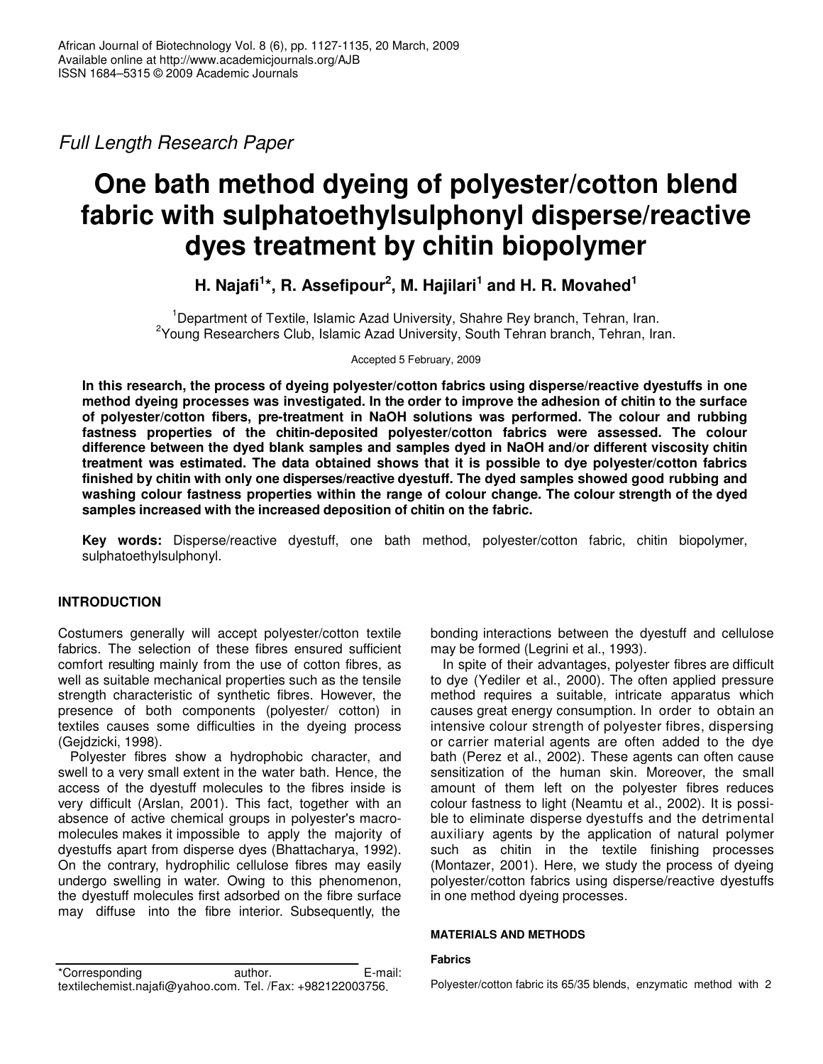Full Length Research Paper

# One bath method dyeing of polyester/cotton blend fabric with sulphatoethylsulphonyl disperse/reactive dyes treatment by chitin biopolymer

**H. Najafi[1]*, R. Assefipour[2], M. Hajilari[1] and H. R. Movahed[1]**

[1]Department of Textile, Islamic Azad University, Shahre Rey branch, Tehran, Iran.
[2]Young Researchers Club, Islamic Azad University, South Tehran branch, Tehran, Iran.

Accepted 5 February, 2009

**In this research, the process of dyeing polyester/cotton fabrics using disperse/reactive dyestuffs in one method dyeing processes was investigated. In the order to improve the adhesion of chitin to the surface of polyester/cotton fibers, pre-treatment in NaOH solutions was performed. The colour and rubbing fastness properties of the chitin-deposited polyester/cotton fabrics were assessed. The colour difference between the dyed blank samples and samples dyed in NaOH and/or different viscosity chitin treatment was estimated. The data obtained shows that it is possible to dye polyester/cotton fabrics finished by chitin with only one disperses/reactive dyestuff. The dyed samples showed good rubbing and washing colour fastness properties within the range of colour change. The colour strength of the dyed samples increased with the increased deposition of chitin on the fabric.**

**Key words:** Disperse/reactive dyestuff, one bath method, polyester/cotton fabric, chitin biopolymer, sulphatoethylsulphonyl.

## INTRODUCTION

Costumers generally will accept polyester/cotton textile fabrics. The selection of these fibres ensured sufficient comfort resulting mainly from the use of cotton fibres, as well as suitable mechanical properties such as the tensile strength characteristic of synthetic fibres. However, the presence of both components (polyester/ cotton) in textiles causes some difficulties in the dyeing process (Gejdzicki, 1998).

Polyester fibres show a hydrophobic character, and swell to a very small extent in the water bath. Hence, the access of the dyestuff molecules to the fibres inside is very difficult (Arslan, 2001). This fact, together with an absence of active chemical groups in polyester's macro-molecules makes it impossible to apply the majority of dyestuffs apart from disperse dyes (Bhattacharya, 1992). On the contrary, hydrophilic cellulose fibres may easily undergo swelling in water. Owing to this phenomenon, the dyestuff molecules first adsorbed on the fibre surface may diffuse into the fibre interior. Subsequently, the bonding interactions between the dyestuff and cellulose may be formed (Legrini et al., 1993).

In spite of their advantages, polyester fibres are difficult to dye (Yediler et al., 2000). The often applied pressure method requires a suitable, intricate apparatus which causes great energy consumption. In order to obtain an intensive colour strength of polyester fibres, dispersing or carrier material agents are often added to the dye bath (Perez et al., 2002). These agents can often cause sensitization of the human skin. Moreover, the small amount of them left on the polyester fibres reduces colour fastness to light (Neamtu et al., 2002). It is possible to eliminate disperse dyestuffs and the detrimental auxiliary agents by the application of natural polymer such as chitin in the textile finishing processes (Montazer, 2001). Here, we study the process of dyeing polyester/cotton fabrics using disperse/reactive dyestuffs in one method dyeing processes.

## MATERIALS AND METHODS

### Fabrics

Polyester/cotton fabric its 65/35 blends, enzymatic method with 2

*Corresponding author. E-mail: textilechemist.najafi@yahoo.com. Tel. /Fax: +982122003756.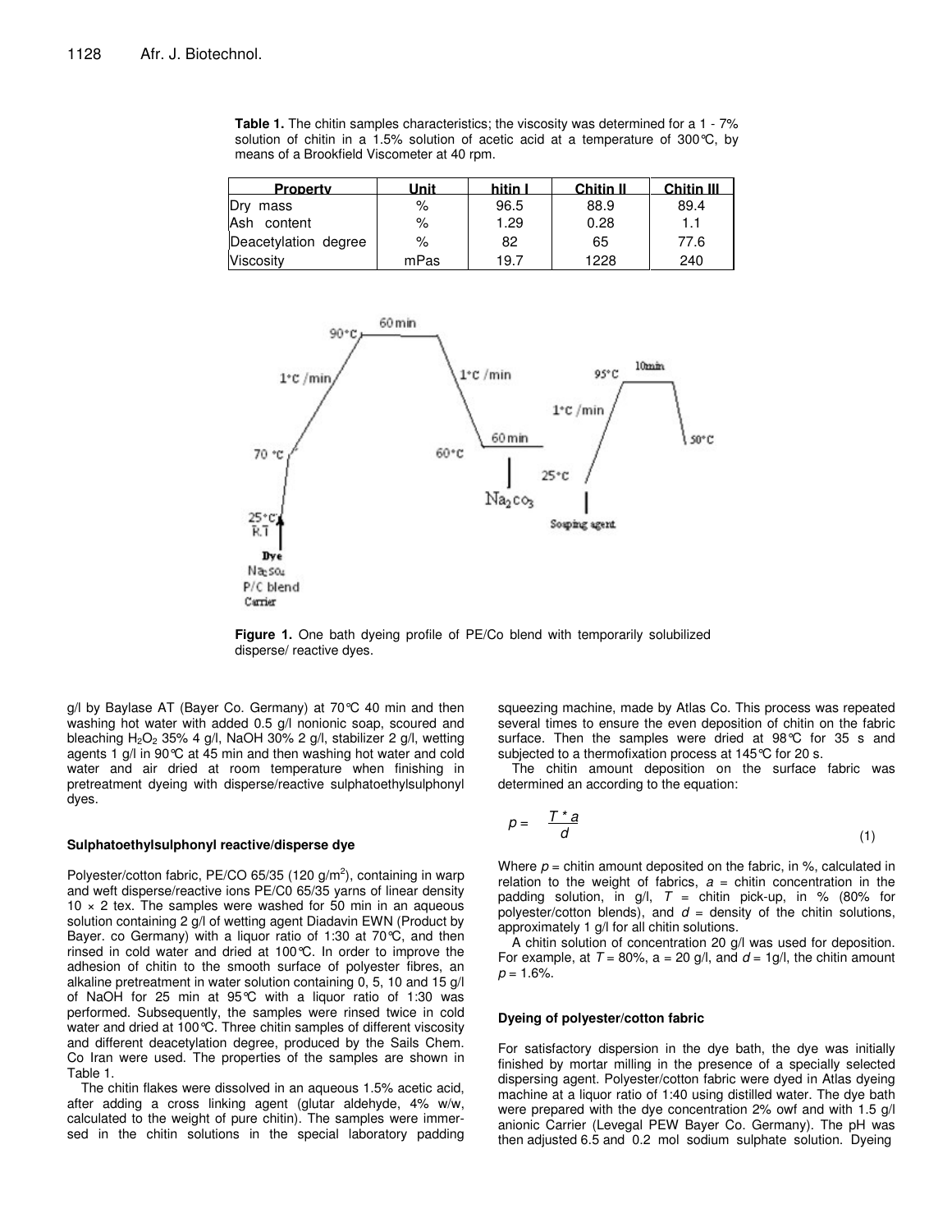**Table 1.** The chitin samples characteristics; the viscosity was determined for a 1 - 7% solution of chitin in a 1.5% solution of acetic acid at a temperature of 300°C, by means of a Brookfield Viscometer at 40 rpm.

| Property | Unit | hitin I | Chitin II | Chitin III |
|---|---|---|---|---|
| Dry mass | % | 96.5 | 88.9 | 89.4 |
| Ash content | % | 1.29 | 0.28 | 1.1 |
| Deacetylation degree | % | 82 | 65 | 77.6 |
| Viscosity | mPas | 19.7 | 1228 | 240 |

**Figure 1.** One bath dyeing profile of PE/Co blend with temporarily solubilized disperse/ reactive dyes.

g/l by Baylase AT (Bayer Co. Germany) at 70°C 40 min and then washing hot water with added 0.5 g/l nonionic soap, scoured and bleaching $H_2O_2$ 35% 4 g/l, NaOH 30% 2 g/l, stabilizer 2 g/l, wetting agents 1 g/l in 90°C at 45 min and then washing hot water and cold water and air dried at room temperature when finishing in pretreatment dyeing with disperse/reactive sulphatoethylsulphonyl dyes.

### Sulphatoethylsulphonyl reactive/disperse dye

Polyester/cotton fabric, PE/CO 65/35 (120 g/m$^2$), containing in warp and weft disperse/reactive ions PE/C0 65/35 yarns of linear density 10 × 2 tex. The samples were washed for 50 min in an aqueous solution containing 2 g/l of wetting agent Diadavin EWN (Product by Bayer. co Germany) with a liquor ratio of 1:30 at 70°C, and then rinsed in cold water and dried at 100°C. In order to improve the adhesion of chitin to the smooth surface of polyester fibres, an alkaline pretreatment in water solution containing 0, 5, 10 and 15 g/l of NaOH for 25 min at 95°C with a liquor ratio of 1:30 was performed. Subsequently, the samples were rinsed twice in cold water and dried at 100°C. Three chitin samples of different viscosity and different deacetylation degree, produced by the Sails Chem. Co Iran were used. The properties of the samples are shown in Table 1.

The chitin flakes were dissolved in an aqueous 1.5% acetic acid, after adding a cross linking agent (glutar aldehyde, 4% w/w, calculated to the weight of pure chitin). The samples were immersed in the chitin solutions in the special laboratory padding squeezing machine, made by Atlas Co. This process was repeated several times to ensure the even deposition of chitin on the fabric surface. Then the samples were dried at 98°C for 35 s and subjected to a thermofixation process at 145°C for 20 s.

The chitin amount deposition on the surface fabric was determined an according to the equation:

$$p = \frac{T * a}{d} \tag{1}$$

Where $p$ = chitin amount deposited on the fabric, in %, calculated in relation to the weight of fabrics, $a$ = chitin concentration in the padding solution, in g/l, $T$ = chitin pick-up, in % (80% for polyester/cotton blends), and $d$ = density of the chitin solutions, approximately 1 g/l for all chitin solutions.

A chitin solution of concentration 20 g/l was used for deposition. For example, at $T$ = 80%, a = 20 g/l, and $d$ = 1g/l, the chitin amount $p$ = 1.6%.

### Dyeing of polyester/cotton fabric

For satisfactory dispersion in the dye bath, the dye was initially finished by mortar milling in the presence of a specially selected dispersing agent. Polyester/cotton fabric were dyed in Atlas dyeing machine at a liquor ratio of 1:40 using distilled water. The dye bath were prepared with the dye concentration 2% owf and with 1.5 g/l anionic Carrier (Levegal PEW Bayer Co. Germany). The pH was then adjusted 6.5 and 0.2 mol sodium sulphate solution. Dyeing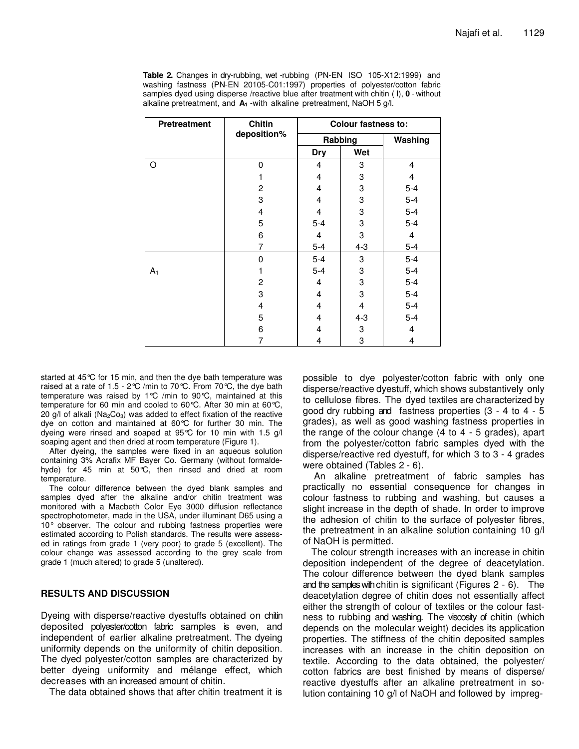**Table 2.** Changes in dry-rubbing, wet -rubbing (PN-EN ISO 105-X12:1999) and washing fastness (PN-EN 20105-C01:1997) properties of polyester/cotton fabric samples dyed using disperse /reactive blue after treatment with chitin ( I), **0** - without alkaline pretreatment, and **A₁** -with alkaline pretreatment, NaOH 5 g/l.

| Pretreatment | Chitin deposition% | Colour fastness to: | | |
|---|---|---|---|---|
| | | Rabbing | | Washing |
| | | Dry | Wet | |
| O | 0 | 4 | 3 | 4 |
| | 1 | 4 | 3 | 4 |
| | 2 | 4 | 3 | 5-4 |
| | 3 | 4 | 3 | 5-4 |
| | 4 | 4 | 3 | 5-4 |
| | 5 | 5-4 | 3 | 5-4 |
| | 6 | 4 | 3 | 4 |
| | 7 | 5-4 | 4-3 | 5-4 |
| | 0 | 5-4 | 3 | 5-4 |
| $A_1$ | 1 | 5-4 | 3 | 5-4 |
| | 2 | 4 | 3 | 5-4 |
| | 3 | 4 | 3 | 5-4 |
| | 4 | 4 | 4 | 5-4 |
| | 5 | 4 | 4-3 | 5-4 |
| | 6 | 4 | 3 | 4 |
| | 7 | 4 | 3 | 4 |

started at 45°C for 15 min, and then the dye bath temperature was raised at a rate of 1.5 - 2°C /min to 70°C. From 70°C, the dye bath temperature was raised by 1°C /min to 90°C, maintained at this temperature for 60 min and cooled to 60°C. After 30 min at 60°C, 20 g/l of alkali ($Na_2Co_3$) was added to effect fixation of the reactive dye on cotton and maintained at 60°C for further 30 min. The dyeing were rinsed and soaped at 95°C for 10 min with 1.5 g/l soaping agent and then dried at room temperature (Figure 1).

After dyeing, the samples were fixed in an aqueous solution containing 3% Acrafix MF Bayer Co. Germany (without formaldehyde) for 45 min at 50°C, then rinsed and dried at room temperature.

The colour difference between the dyed blank samples and samples dyed after the alkaline and/or chitin treatment was monitored with a Macbeth Color Eye 3000 diffusion reflectance spectrophotometer, made in the USA, under illuminant D65 using a 10° observer. The colour and rubbing fastness properties were estimated according to Polish standards. The results were assessed in ratings from grade 1 (very poor) to grade 5 (excellent). The colour change was assessed according to the grey scale from grade 1 (much altered) to grade 5 (unaltered).

## RESULTS AND DISCUSSION

Dyeing with disperse/reactive dyestuffs obtained on chitin deposited polyester/cotton fabric samples is even, and independent of earlier alkaline pretreatment. The dyeing uniformity depends on the uniformity of chitin deposition. The dyed polyester/cotton samples are characterized by better dyeing uniformity and mélange effect, which decreases with an increased amount of chitin.

The data obtained shows that after chitin treatment it is possible to dye polyester/cotton fabric with only one disperse/reactive dyestuff, which shows substantively only to cellulose fibres. The dyed textiles are characterized by good dry rubbing and fastness properties (3 - 4 to 4 - 5 grades), as well as good washing fastness properties in the range of the colour change (4 to 4 - 5 grades), apart from the polyester/cotton fabric samples dyed with the disperse/reactive red dyestuff, for which 3 to 3 - 4 grades were obtained (Tables 2 - 6).

An alkaline pretreatment of fabric samples has practically no essential consequence for changes in colour fastness to rubbing and washing, but causes a slight increase in the depth of shade. In order to improve the adhesion of chitin to the surface of polyester fibres, the pretreatment in an alkaline solution containing 10 g/l of NaOH is permitted.

The colour strength increases with an increase in chitin deposition independent of the degree of deacetylation. The colour difference between the dyed blank samples and the samples with chitin is significant (Figures 2 - 6). The deacetylation degree of chitin does not essentially affect either the strength of colour of textiles or the colour fastness to rubbing and washing. The viscosity of chitin (which depends on the molecular weight) decides its application properties. The stiffness of the chitin deposited samples increases with an increase in the chitin deposition on textile. According to the data obtained, the polyester/ cotton fabrics are best finished by means of disperse/ reactive dyestuffs after an alkaline pretreatment in solution containing 10 g/l of NaOH and followed by impreg-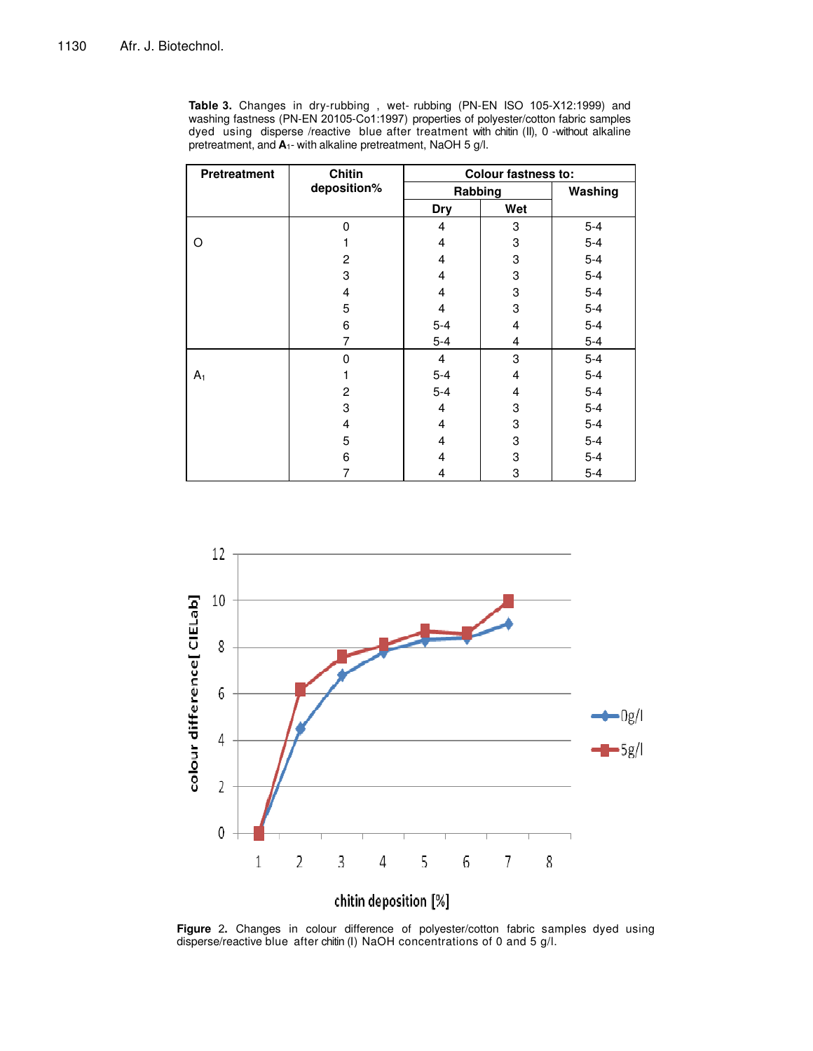**Table 3.** Changes in dry-rubbing , wet- rubbing (PN-EN ISO 105-X12:1999) and washing fastness (PN-EN 20105-Co1:1997) properties of polyester/cotton fabric samples dyed using disperse /reactive blue after treatment with chitin (II), 0 -without alkaline pretreatment, and **A**$_1$- with alkaline pretreatment, NaOH 5 g/l.

| Pretreatment | Chitin deposition% | Colour fastness to: | | |
|---|---|---|---|---|
| | | Rabbing | | Washing |
| | | Dry | Wet | |
| | 0 | 4 | 3 | 5-4 |
| O | 1 | 4 | 3 | 5-4 |
| | 2 | 4 | 3 | 5-4 |
| | 3 | 4 | 3 | 5-4 |
| | 4 | 4 | 3 | 5-4 |
| | 5 | 4 | 3 | 5-4 |
| | 6 | 5-4 | 4 | 5-4 |
| | 7 | 5-4 | 4 | 5-4 |
| | 0 | 4 | 3 | 5-4 |
| $A_1$ | 1 | 5-4 | 4 | 5-4 |
| | 2 | 5-4 | 4 | 5-4 |
| | 3 | 4 | 3 | 5-4 |
| | 4 | 4 | 3 | 5-4 |
| | 5 | 4 | 3 | 5-4 |
| | 6 | 4 | 3 | 5-4 |
| | 7 | 4 | 3 | 5-4 |

**Figure 2.** Changes in colour difference of polyester/cotton fabric samples dyed using disperse/reactive blue after chitin (I) NaOH concentrations of 0 and 5 g/l.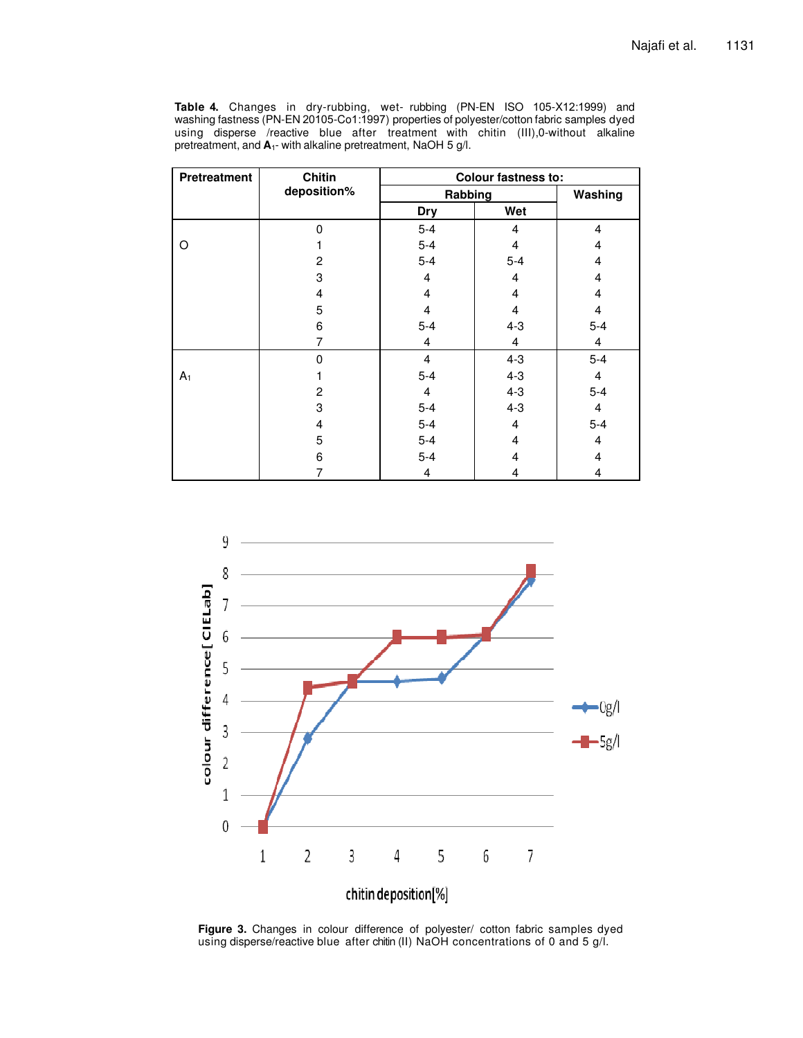**Table 4.** Changes in dry-rubbing, wet- rubbing (PN-EN ISO 105-X12:1999) and washing fastness (PN-EN 20105-Co1:1997) properties of polyester/cotton fabric samples dyed using disperse /reactive blue after treatment with chitin (III),0-without alkaline pretreatment, and **A**$_1$- with alkaline pretreatment, NaOH 5 g/l.

| Pretreatment | Chitin deposition% | Colour fastness to: | | |
|---|---|---|---|---|
| | | Rabbing | | Washing |
| | | Dry | Wet | |
| O | 0 | 5-4 | 4 | 4 |
| | 1 | 5-4 | 4 | 4 |
| | 2 | 5-4 | 5-4 | 4 |
| | 3 | 4 | 4 | 4 |
| | 4 | 4 | 4 | 4 |
| | 5 | 4 | 4 | 4 |
| | 6 | 5-4 | 4-3 | 5-4 |
| | 7 | 4 | 4 | 4 |
| $A_1$ | 0 | 4 | 4-3 | 5-4 |
| | 1 | 5-4 | 4-3 | 4 |
| | 2 | 4 | 4-3 | 5-4 |
| | 3 | 5-4 | 4-3 | 4 |
| | 4 | 5-4 | 4 | 5-4 |
| | 5 | 5-4 | 4 | 4 |
| | 6 | 5-4 | 4 | 4 |
| | 7 | 4 | 4 | 4 |

**Figure 3.** Changes in colour difference of polyester/ cotton fabric samples dyed using disperse/reactive blue after chitin (II) NaOH concentrations of 0 and 5 g/l.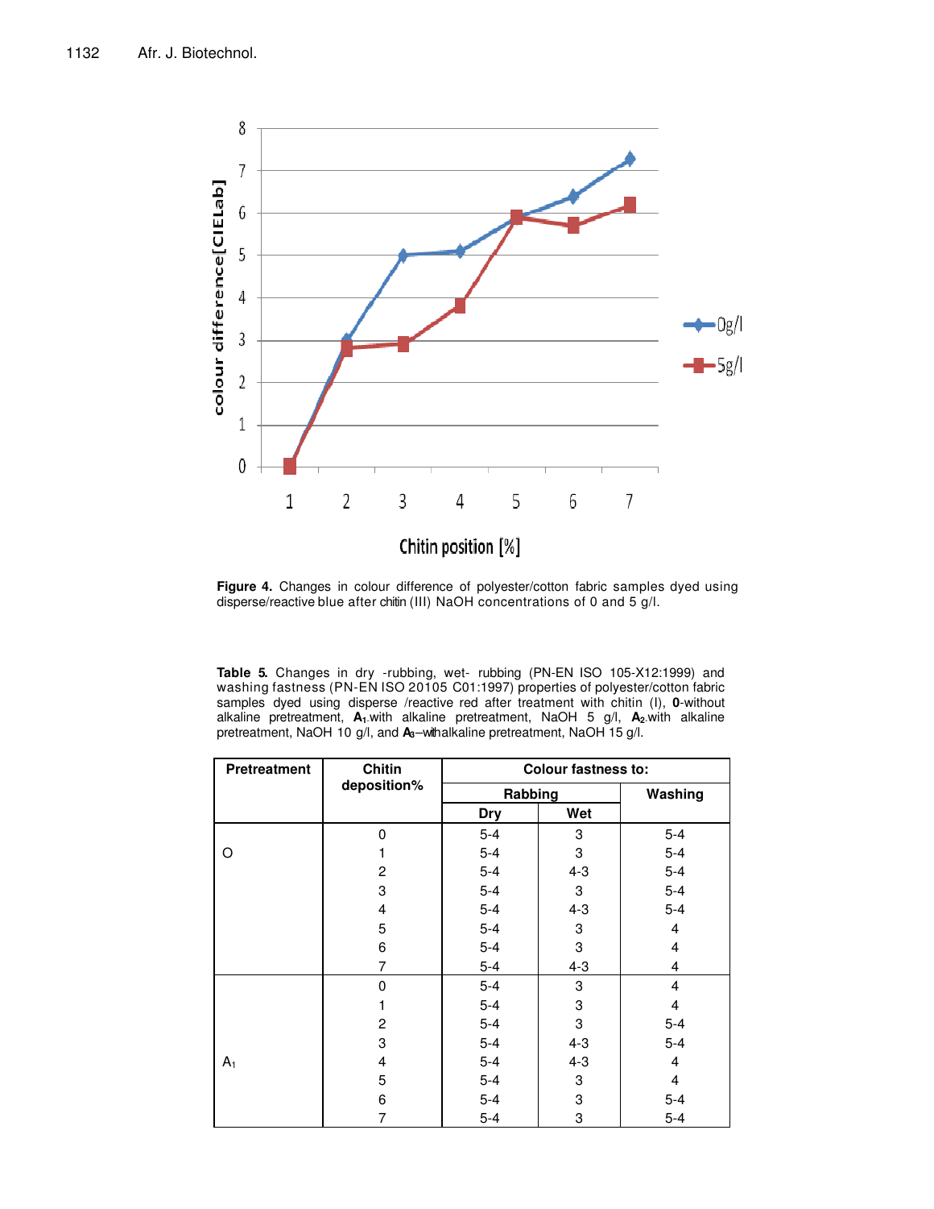**Figure 4.** Changes in colour difference of polyester/cotton fabric samples dyed using disperse/reactive blue after chitin (III) NaOH concentrations of 0 and 5 g/l.

**Table 5.** Changes in dry -rubbing, wet- rubbing (PN-EN ISO 105-X12:1999) and washing fastness (PN-EN ISO 20105 C01:1997) properties of polyester/cotton fabric samples dyed using disperse /reactive red after treatment with chitin (I), **0**-without alkaline pretreatment, $\mathbf{A_1}$ with alkaline pretreatment, NaOH 5 g/l, $\mathbf{A_2}$ with alkaline pretreatment, NaOH 10 g/l, and $\mathbf{A_3}$–with alkaline pretreatment, NaOH 15 g/l.

| Pretreatment | Chitin deposition% | Colour fastness to: | | |
|---|---|---|---|---|
| | | Rabbing | | Washing |
| | | Dry | Wet | |
| O | 0 | 5-4 | 3 | 5-4 |
| | 1 | 5-4 | 3 | 5-4 |
| | 2 | 5-4 | 4-3 | 5-4 |
| | 3 | 5-4 | 3 | 5-4 |
| | 4 | 5-4 | 4-3 | 5-4 |
| | 5 | 5-4 | 3 | 4 |
| | 6 | 5-4 | 3 | 4 |
| | 7 | 5-4 | 4-3 | 4 |
| $A_1$ | 0 | 5-4 | 3 | 4 |
| | 1 | 5-4 | 3 | 4 |
| | 2 | 5-4 | 3 | 5-4 |
| | 3 | 5-4 | 4-3 | 5-4 |
| | 4 | 5-4 | 4-3 | 4 |
| | 5 | 5-4 | 3 | 4 |
| | 6 | 5-4 | 3 | 5-4 |
| | 7 | 5-4 | 3 | 5-4 |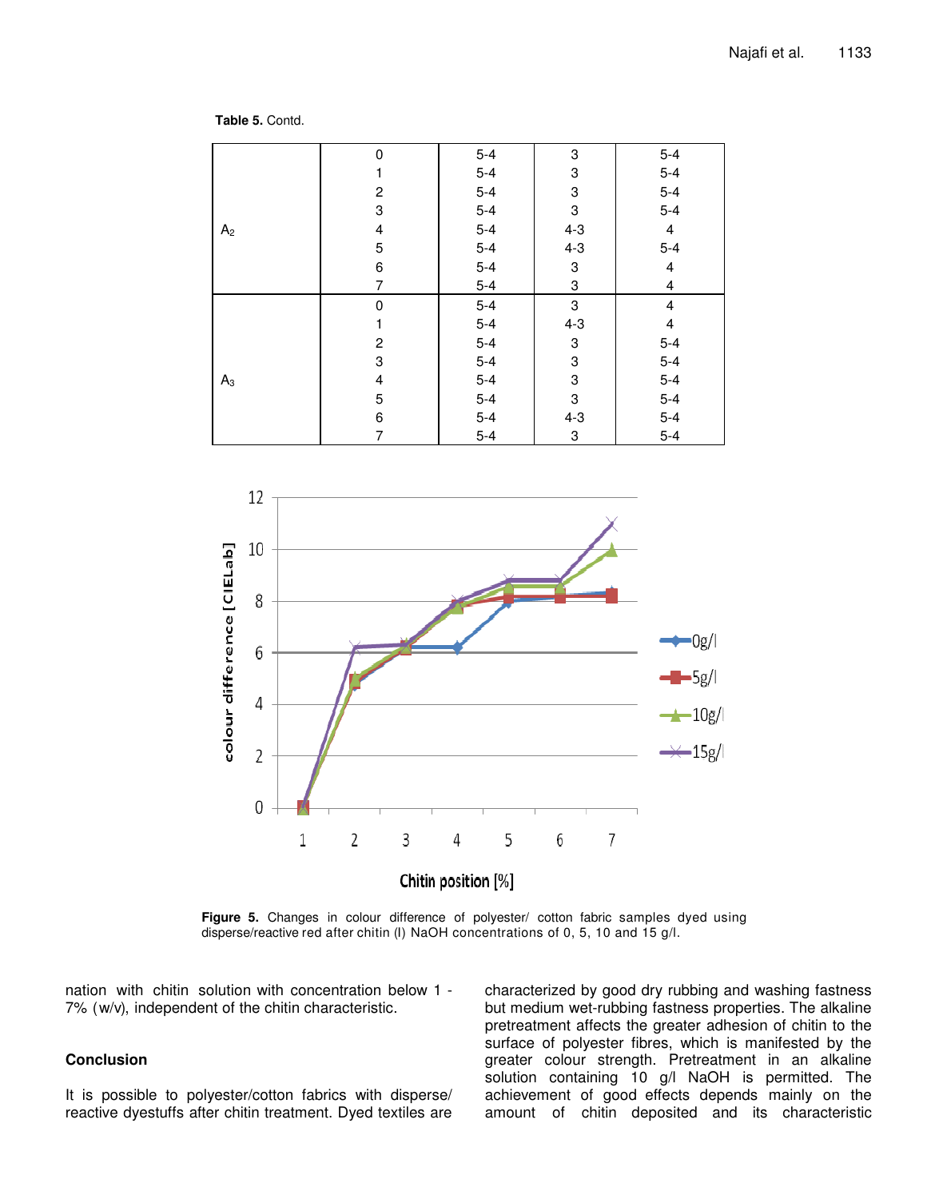**Table 5.** Contd.

| | | | | |
|---|---|---|---|---|
| $A_2$ | 0 | 5-4 | 3 | 5-4 |
| | 1 | 5-4 | 3 | 5-4 |
| | 2 | 5-4 | 3 | 5-4 |
| | 3 | 5-4 | 3 | 5-4 |
| | 4 | 5-4 | 4-3 | 4 |
| | 5 | 5-4 | 4-3 | 5-4 |
| | 6 | 5-4 | 3 | 4 |
| | 7 | 5-4 | 3 | 4 |
| $A_3$ | 0 | 5-4 | 3 | 4 |
| | 1 | 5-4 | 4-3 | 4 |
| | 2 | 5-4 | 3 | 5-4 |
| | 3 | 5-4 | 3 | 5-4 |
| | 4 | 5-4 | 3 | 5-4 |
| | 5 | 5-4 | 3 | 5-4 |
| | 6 | 5-4 | 4-3 | 5-4 |
| | 7 | 5-4 | 3 | 5-4 |

**Figure 5.** Changes in colour difference of polyester/ cotton fabric samples dyed using disperse/reactive red after chitin (I) NaOH concentrations of 0, 5, 10 and 15 g/l.

nation with chitin solution with concentration below 1 - 7% (w/v), independent of the chitin characteristic.

## Conclusion

It is possible to polyester/cotton fabrics with disperse/ reactive dyestuffs after chitin treatment. Dyed textiles are characterized by good dry rubbing and washing fastness but medium wet-rubbing fastness properties. The alkaline pretreatment affects the greater adhesion of chitin to the surface of polyester fibres, which is manifested by the greater colour strength. Pretreatment in an alkaline solution containing 10 g/l NaOH is permitted. The achievement of good effects depends mainly on the amount of chitin deposited and its characteristic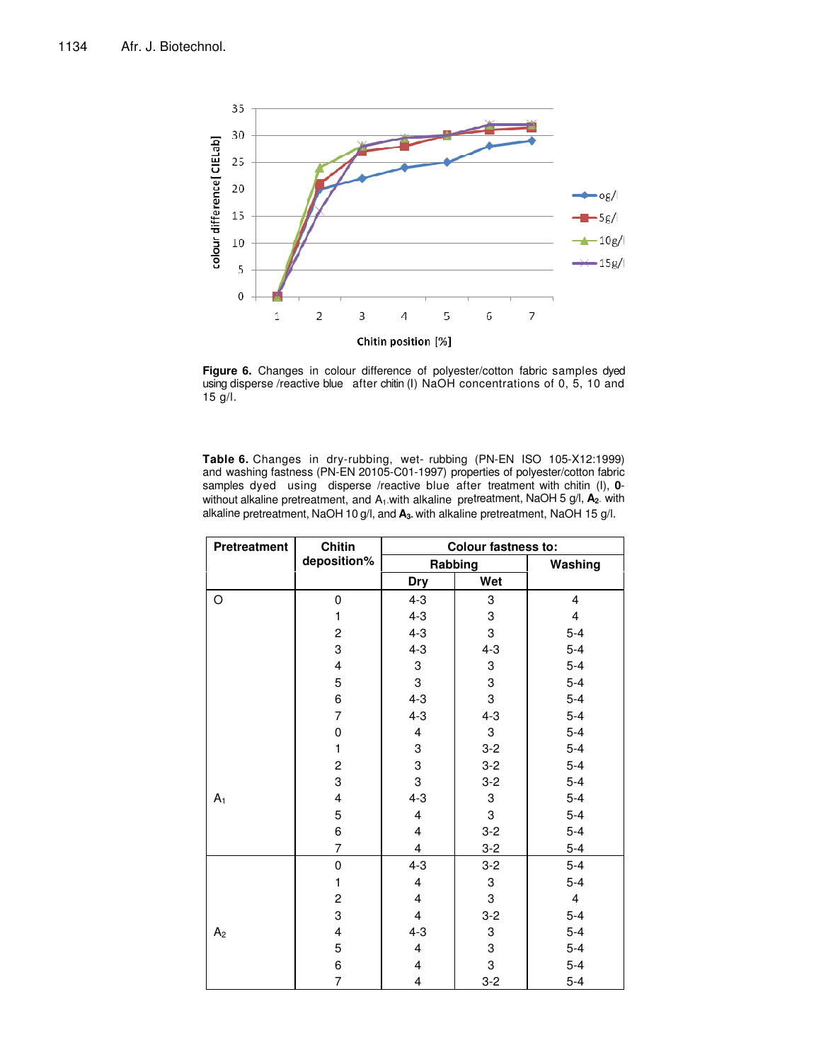**Figure 6.** Changes in colour difference of polyester/cotton fabric samples dyed using disperse /reactive blue after chitin (I) NaOH concentrations of 0, 5, 10 and 15 g/l.

**Table 6.** Changes in dry-rubbing, wet- rubbing (PN-EN ISO 105-X12:1999) and washing fastness (PN-EN 20105-C01-1997) properties of polyester/cotton fabric samples dyed using disperse /reactive blue after treatment with chitin (I), **0**-without alkaline pretreatment, and $A_1$ with alkaline pretreatment, NaOH 5 g/l, $\mathbf{A_2}$ with alkaline pretreatment, NaOH 10 g/l, and $\mathbf{A_3}$ with alkaline pretreatment, NaOH 15 g/l.

| Pretreatment | Chitin deposition% | Colour fastness to: | | |
|---|---|---|---|---|
| | | Rabbing | | Washing |
| | | Dry | Wet | |
| O | 0 | 4-3 | 3 | 4 |
| | 1 | 4-3 | 3 | 4 |
| | 2 | 4-3 | 3 | 5-4 |
| | 3 | 4-3 | 4-3 | 5-4 |
| | 4 | 3 | 3 | 5-4 |
| | 5 | 3 | 3 | 5-4 |
| | 6 | 4-3 | 3 | 5-4 |
| | 7 | 4-3 | 4-3 | 5-4 |
| $A_1$ | 0 | 4 | 3 | 5-4 |
| | 1 | 3 | 3-2 | 5-4 |
| | 2 | 3 | 3-2 | 5-4 |
| | 3 | 3 | 3-2 | 5-4 |
| | 4 | 4-3 | 3 | 5-4 |
| | 5 | 4 | 3 | 5-4 |
| | 6 | 4 | 3-2 | 5-4 |
| | 7 | 4 | 3-2 | 5-4 |
| $A_2$ | 0 | 4-3 | 3-2 | 5-4 |
| | 1 | 4 | 3 | 5-4 |
| | 2 | 4 | 3 | 4 |
| | 3 | 4 | 3-2 | 5-4 |
| | 4 | 4-3 | 3 | 5-4 |
| | 5 | 4 | 3 | 5-4 |
| | 6 | 4 | 3 | 5-4 |
| | 7 | 4 | 3-2 | 5-4 |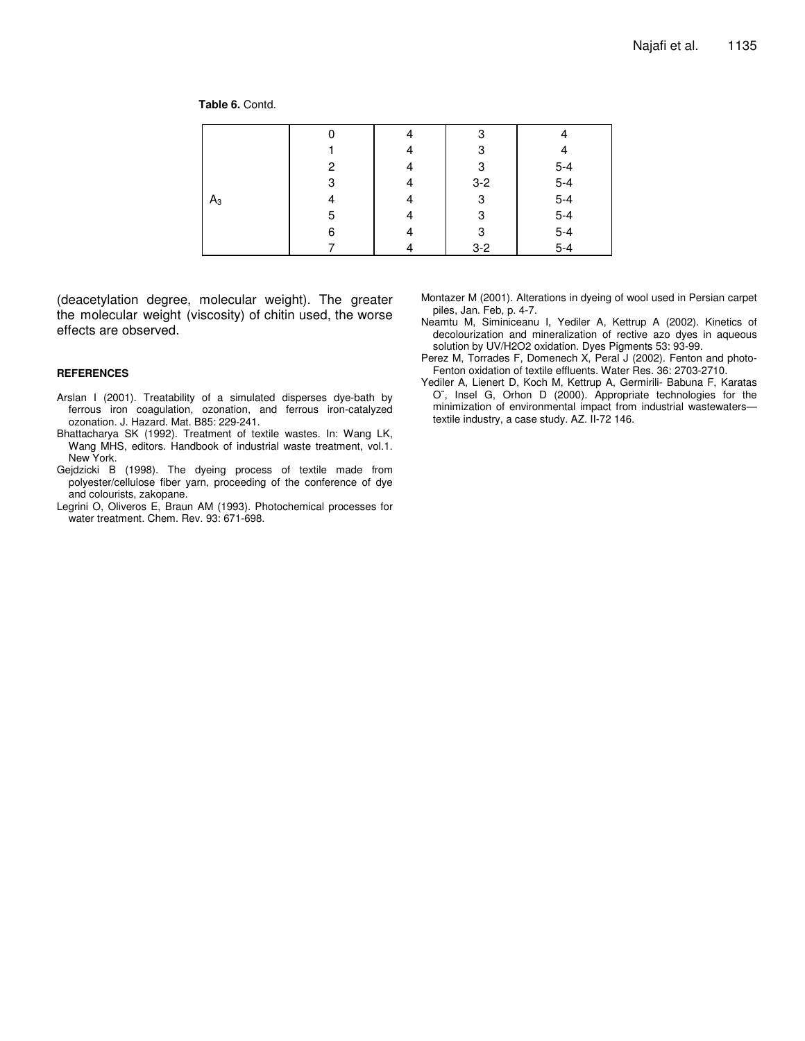**Table 6.** Contd.

| | | | | |
|---|---|---|---|---|
| $A_3$ | 0 | 4 | 3 | 4 |
| | 1 | 4 | 3 | 4 |
| | 2 | 4 | 3 | 5-4 |
| | 3 | 4 | 3-2 | 5-4 |
| | 4 | 4 | 3 | 5-4 |
| | 5 | 4 | 3 | 5-4 |
| | 6 | 4 | 3 | 5-4 |
| | 7 | 4 | 3-2 | 5-4 |

(deacetylation degree, molecular weight). The greater the molecular weight (viscosity) of chitin used, the worse effects are observed.

## REFERENCES

Arslan I (2001). Treatability of a simulated disperses dye-bath by ferrous iron coagulation, ozonation, and ferrous iron-catalyzed ozonation. J. Hazard. Mat. B85: 229-241.

Bhattacharya SK (1992). Treatment of textile wastes. In: Wang LK, Wang MHS, editors. Handbook of industrial waste treatment, vol.1. New York.

Gejdzicki B (1998). The dyeing process of textile made from polyester/cellulose fiber yarn, proceeding of the conference of dye and colourists, zakopane.

Legrini O, Oliveros E, Braun AM (1993). Photochemical processes for water treatment. Chem. Rev. 93: 671-698.

Montazer M (2001). Alterations in dyeing of wool used in Persian carpet piles, Jan. Feb, p. 4-7.

Neamtu M, Siminiceanu I, Yediler A, Kettrup A (2002). Kinetics of decolourization and mineralization of rective azo dyes in aqueous solution by UV/H2O2 oxidation. Dyes Pigments 53: 93-99.

Perez M, Torrades F, Domenech X, Peral J (2002). Fenton and photo-Fenton oxidation of textile effluents. Water Res. 36: 2703-2710.

Yediler A, Lienert D, Koch M, Kettrup A, Germirili- Babuna F, Karatas O¨, Insel G, Orhon D (2000). Appropriate technologies for the minimization of environmental impact from industrial wastewaters—textile industry, a case study. AZ. II-72 146.